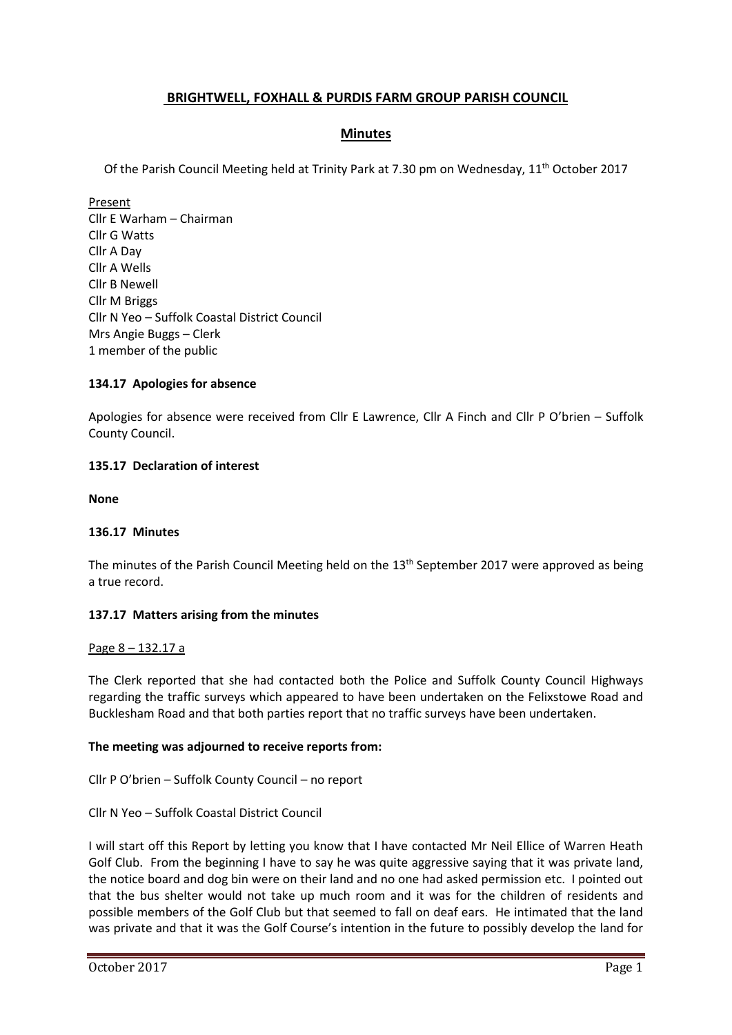# BRIGHTWELL, FOXHALL & PURDIS FARM GROUP PARISH COUNCIL

## Minutes

Of the Parish Council Meeting held at Trinity Park at 7.30 pm on Wednesday, 11th October 2017

Present
Cllr E Warham – Chairman
Cllr G Watts
Cllr A Day
Cllr A Wells
Cllr B Newell
Cllr M Briggs
Cllr N Yeo – Suffolk Coastal District Council
Mrs Angie Buggs – Clerk
1 member of the public

### 134.17 Apologies for absence

Apologies for absence were received from Cllr E Lawrence, Cllr A Finch and Cllr P O'brien – Suffolk County Council.

### 135.17 Declaration of interest

**None**

### 136.17 Minutes

The minutes of the Parish Council Meeting held on the 13th September 2017 were approved as being a true record.

### 137.17 Matters arising from the minutes

Page 8 – 132.17 a

The Clerk reported that she had contacted both the Police and Suffolk County Council Highways regarding the traffic surveys which appeared to have been undertaken on the Felixstowe Road and Bucklesham Road and that both parties report that no traffic surveys have been undertaken.

**The meeting was adjourned to receive reports from:**

Cllr P O'brien – Suffolk County Council – no report

Cllr N Yeo – Suffolk Coastal District Council

I will start off this Report by letting you know that I have contacted Mr Neil Ellice of Warren Heath Golf Club. From the beginning I have to say he was quite aggressive saying that it was private land, the notice board and dog bin were on their land and no one had asked permission etc. I pointed out that the bus shelter would not take up much room and it was for the children of residents and possible members of the Golf Club but that seemed to fall on deaf ears. He intimated that the land was private and that it was the Golf Course's intention in the future to possibly develop the land for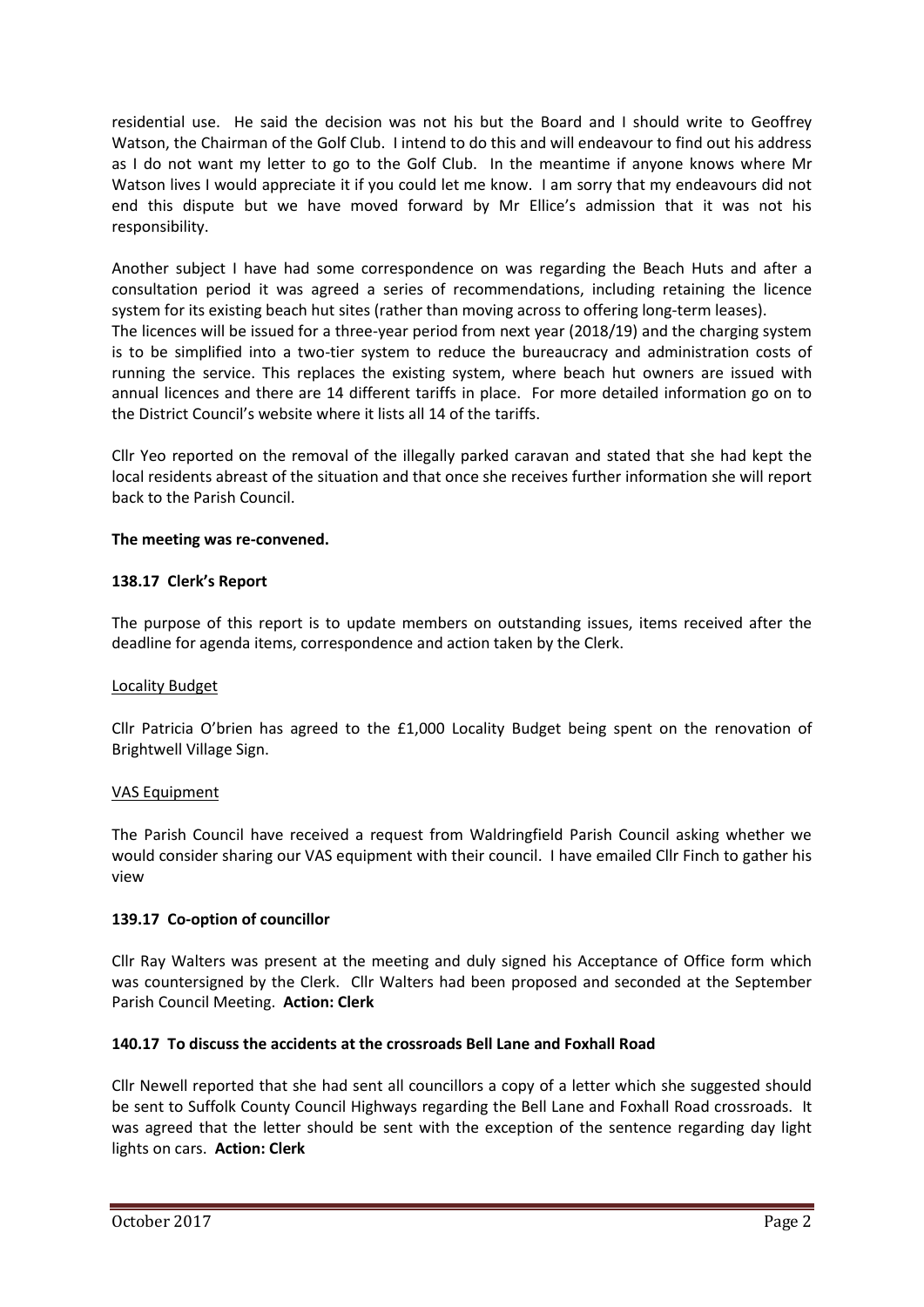residential use. He said the decision was not his but the Board and I should write to Geoffrey Watson, the Chairman of the Golf Club. I intend to do this and will endeavour to find out his address as I do not want my letter to go to the Golf Club. In the meantime if anyone knows where Mr Watson lives I would appreciate it if you could let me know. I am sorry that my endeavours did not end this dispute but we have moved forward by Mr Ellice's admission that it was not his responsibility.

Another subject I have had some correspondence on was regarding the Beach Huts and after a consultation period it was agreed a series of recommendations, including retaining the licence system for its existing beach hut sites (rather than moving across to offering long-term leases).
The licences will be issued for a three-year period from next year (2018/19) and the charging system is to be simplified into a two-tier system to reduce the bureaucracy and administration costs of running the service. This replaces the existing system, where beach hut owners are issued with annual licences and there are 14 different tariffs in place. For more detailed information go on to the District Council's website where it lists all 14 of the tariffs.

Cllr Yeo reported on the removal of the illegally parked caravan and stated that she had kept the local residents abreast of the situation and that once she receives further information she will report back to the Parish Council.

**The meeting was re-convened.**

**138.17 Clerk's Report**

The purpose of this report is to update members on outstanding issues, items received after the deadline for agenda items, correspondence and action taken by the Clerk.

Locality Budget

Cllr Patricia O'brien has agreed to the £1,000 Locality Budget being spent on the renovation of Brightwell Village Sign.

VAS Equipment

The Parish Council have received a request from Waldringfield Parish Council asking whether we would consider sharing our VAS equipment with their council. I have emailed Cllr Finch to gather his view

**139.17 Co-option of councillor**

Cllr Ray Walters was present at the meeting and duly signed his Acceptance of Office form which was countersigned by the Clerk. Cllr Walters had been proposed and seconded at the September Parish Council Meeting. **Action: Clerk**

**140.17 To discuss the accidents at the crossroads Bell Lane and Foxhall Road**

Cllr Newell reported that she had sent all councillors a copy of a letter which she suggested should be sent to Suffolk County Council Highways regarding the Bell Lane and Foxhall Road crossroads. It was agreed that the letter should be sent with the exception of the sentence regarding day light lights on cars. **Action: Clerk**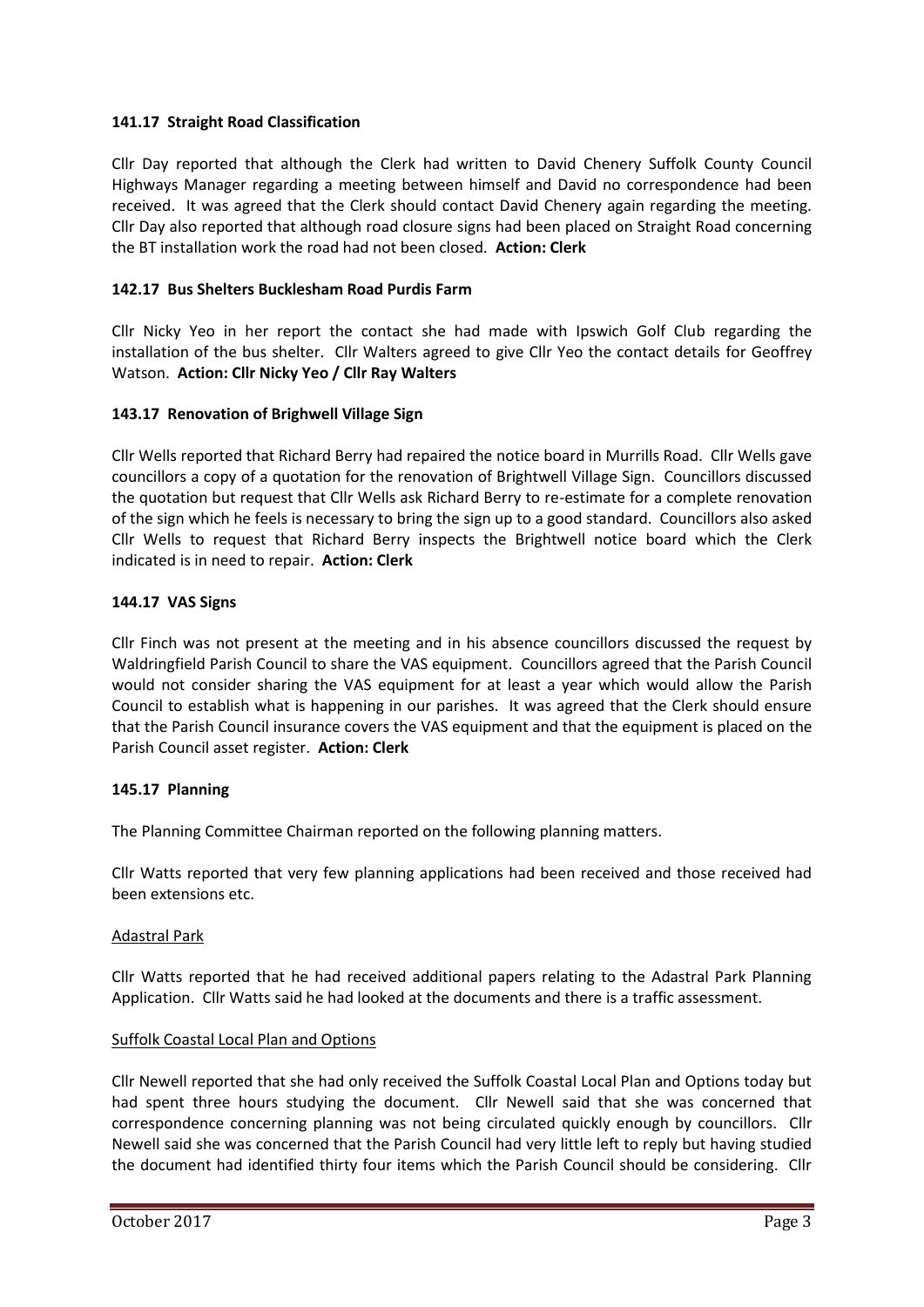**141.17 Straight Road Classification**

Cllr Day reported that although the Clerk had written to David Chenery Suffolk County Council Highways Manager regarding a meeting between himself and David no correspondence had been received. It was agreed that the Clerk should contact David Chenery again regarding the meeting. Cllr Day also reported that although road closure signs had been placed on Straight Road concerning the BT installation work the road had not been closed. **Action: Clerk**

**142.17 Bus Shelters Bucklesham Road Purdis Farm**

Cllr Nicky Yeo in her report the contact she had made with Ipswich Golf Club regarding the installation of the bus shelter. Cllr Walters agreed to give Cllr Yeo the contact details for Geoffrey Watson. **Action: Cllr Nicky Yeo / Cllr Ray Walters**

**143.17 Renovation of Brighwell Village Sign**

Cllr Wells reported that Richard Berry had repaired the notice board in Murrills Road. Cllr Wells gave councillors a copy of a quotation for the renovation of Brightwell Village Sign. Councillors discussed the quotation but request that Cllr Wells ask Richard Berry to re-estimate for a complete renovation of the sign which he feels is necessary to bring the sign up to a good standard. Councillors also asked Cllr Wells to request that Richard Berry inspects the Brightwell notice board which the Clerk indicated is in need to repair. **Action: Clerk**

**144.17 VAS Signs**

Cllr Finch was not present at the meeting and in his absence councillors discussed the request by Waldringfield Parish Council to share the VAS equipment. Councillors agreed that the Parish Council would not consider sharing the VAS equipment for at least a year which would allow the Parish Council to establish what is happening in our parishes. It was agreed that the Clerk should ensure that the Parish Council insurance covers the VAS equipment and that the equipment is placed on the Parish Council asset register. **Action: Clerk**

**145.17 Planning**

The Planning Committee Chairman reported on the following planning matters.

Cllr Watts reported that very few planning applications had been received and those received had been extensions etc.

<u>Adastral Park</u>

Cllr Watts reported that he had received additional papers relating to the Adastral Park Planning Application. Cllr Watts said he had looked at the documents and there is a traffic assessment.

<u>Suffolk Coastal Local Plan and Options</u>

Cllr Newell reported that she had only received the Suffolk Coastal Local Plan and Options today but had spent three hours studying the document. Cllr Newell said that she was concerned that correspondence concerning planning was not being circulated quickly enough by councillors. Cllr Newell said she was concerned that the Parish Council had very little left to reply but having studied the document had identified thirty four items which the Parish Council should be considering. Cllr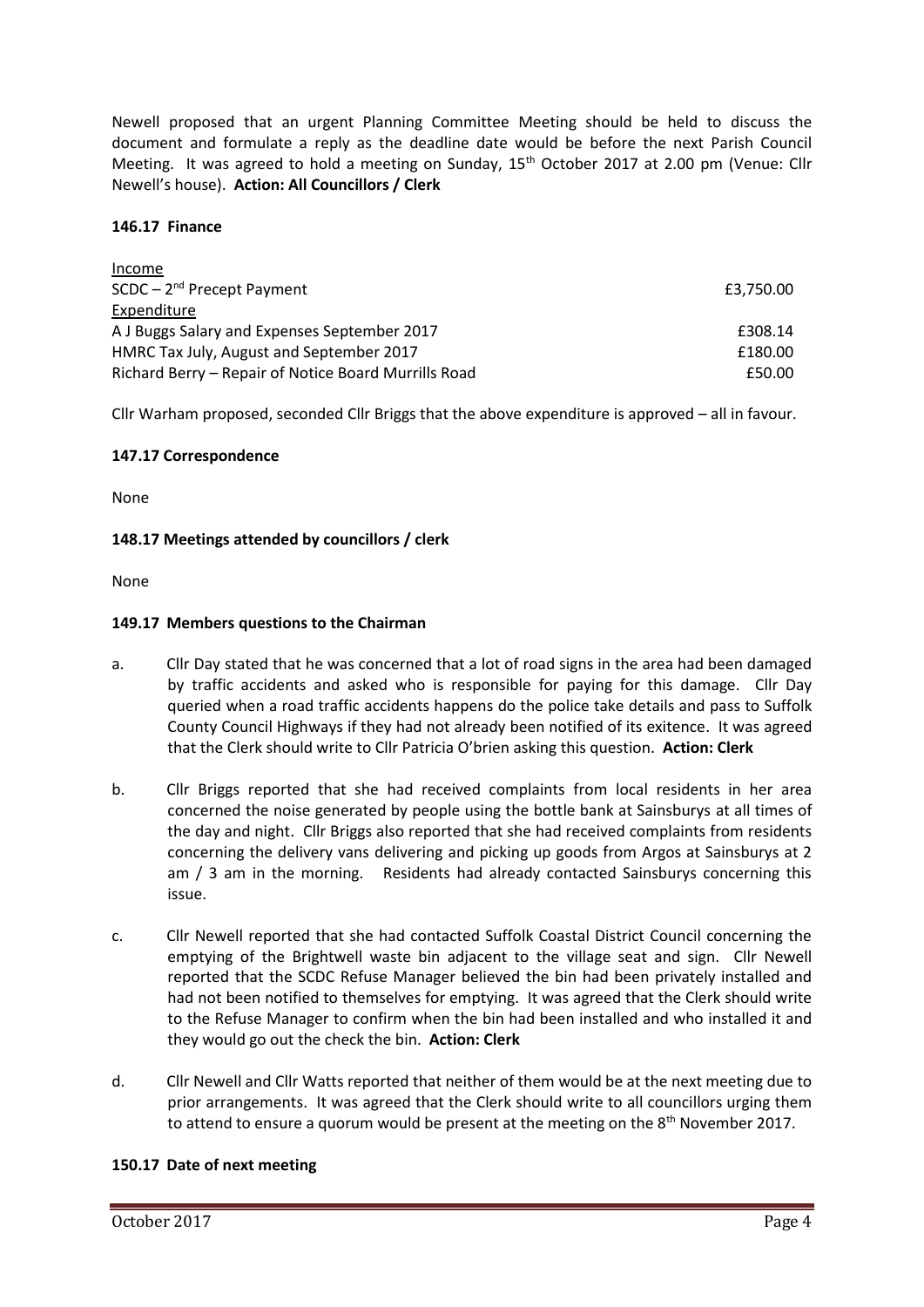Newell proposed that an urgent Planning Committee Meeting should be held to discuss the document and formulate a reply as the deadline date would be before the next Parish Council Meeting. It was agreed to hold a meeting on Sunday, 15th October 2017 at 2.00 pm (Venue: Cllr Newell's house). **Action: All Councillors / Clerk**

**146.17 Finance**

| | |
|---|---|
| Income | |
| SCDC – 2nd Precept Payment | £3,750.00 |
| Expenditure | |
| A J Buggs Salary and Expenses September 2017 | £308.14 |
| HMRC Tax July, August and September 2017 | £180.00 |
| Richard Berry – Repair of Notice Board Murrills Road | £50.00 |

Cllr Warham proposed, seconded Cllr Briggs that the above expenditure is approved – all in favour.

**147.17 Correspondence**

None

**148.17 Meetings attended by councillors / clerk**

None

**149.17 Members questions to the Chairman**

a. Cllr Day stated that he was concerned that a lot of road signs in the area had been damaged by traffic accidents and asked who is responsible for paying for this damage. Cllr Day queried when a road traffic accidents happens do the police take details and pass to Suffolk County Council Highways if they had not already been notified of its exitence. It was agreed that the Clerk should write to Cllr Patricia O'brien asking this question. **Action: Clerk**

b. Cllr Briggs reported that she had received complaints from local residents in her area concerned the noise generated by people using the bottle bank at Sainsburys at all times of the day and night. Cllr Briggs also reported that she had received complaints from residents concerning the delivery vans delivering and picking up goods from Argos at Sainsburys at 2 am / 3 am in the morning. Residents had already contacted Sainsburys concerning this issue.

c. Cllr Newell reported that she had contacted Suffolk Coastal District Council concerning the emptying of the Brightwell waste bin adjacent to the village seat and sign. Cllr Newell reported that the SCDC Refuse Manager believed the bin had been privately installed and had not been notified to themselves for emptying. It was agreed that the Clerk should write to the Refuse Manager to confirm when the bin had been installed and who installed it and they would go out the check the bin. **Action: Clerk**

d. Cllr Newell and Cllr Watts reported that neither of them would be at the next meeting due to prior arrangements. It was agreed that the Clerk should write to all councillors urging them to attend to ensure a quorum would be present at the meeting on the 8th November 2017.

**150.17 Date of next meeting**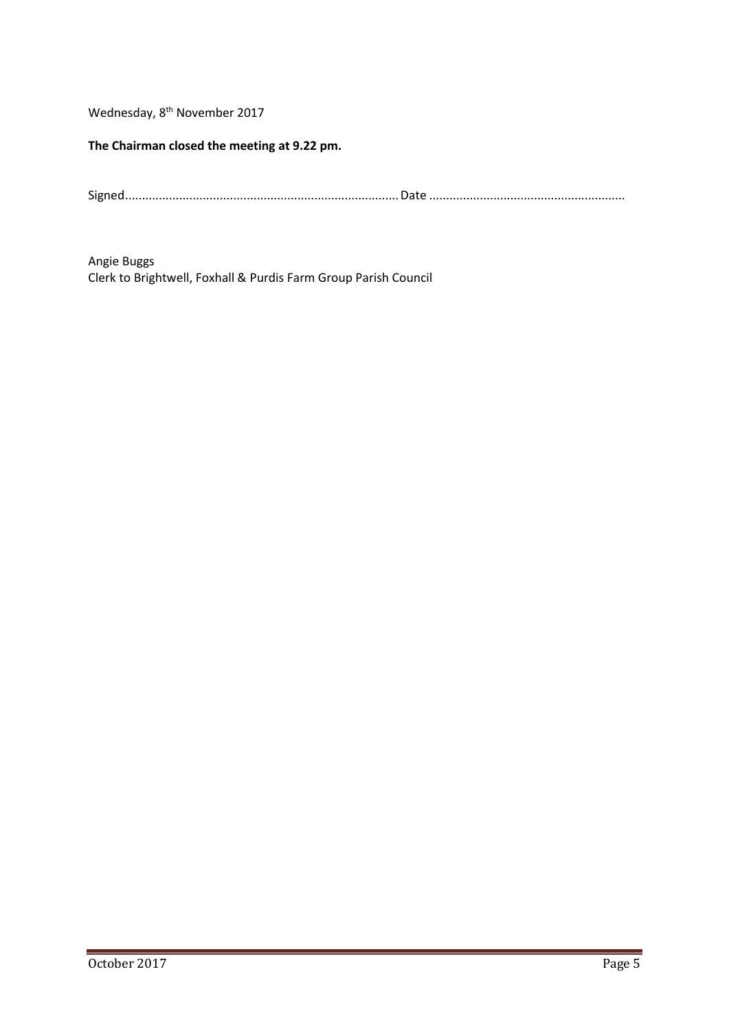Wednesday, 8th November 2017

**The Chairman closed the meeting at 9.22 pm.**

Signed................................................................................ Date .........................................................

Angie Buggs
Clerk to Brightwell, Foxhall & Purdis Farm Group Parish Council